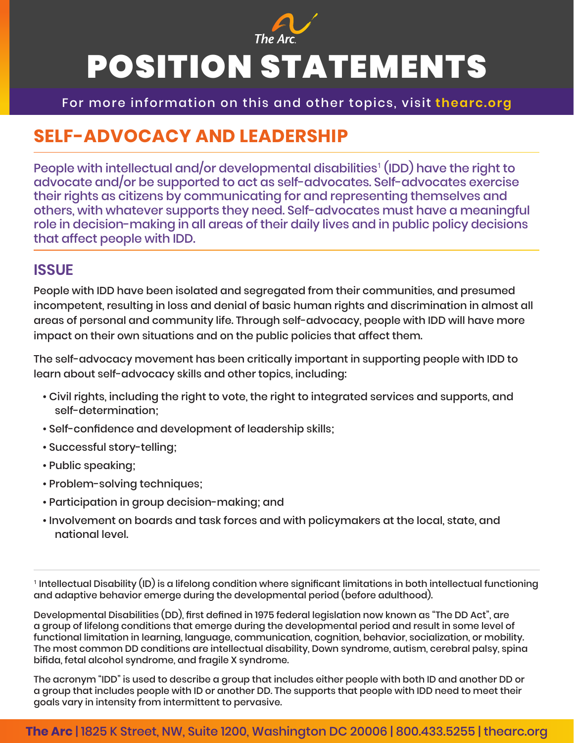# POSITION STATEMENTS

For more information on this and other topics, visit thearc.org

## SELF-ADVOCACY AND LEADERSHIP

People with intellectual and/or developmental disabilities[1] (IDD) have the right to advocate and/or be supported to act as self-advocates. Self-advocates exercise their rights as citizens by communicating for and representing themselves and others, with whatever supports they need. Self-advocates must have a meaningful role in decision-making in all areas of their daily lives and in public policy decisions that affect people with IDD.

### ISSUE

People with IDD have been isolated and segregated from their communities, and presumed incompetent, resulting in loss and denial of basic human rights and discrimination in almost all areas of personal and community life. Through self-advocacy, people with IDD will have more impact on their own situations and on the public policies that affect them.

The self-advocacy movement has been critically important in supporting people with IDD to learn about self-advocacy skills and other topics, including:

- Civil rights, including the right to vote, the right to integrated services and supports, and self-determination;
- Self-confidence and development of leadership skills;
- Successful story-telling;
- Public speaking;
- Problem-solving techniques;
- Participation in group decision-making; and
- Involvement on boards and task forces and with policymakers at the local, state, and national level.

---

[1] Intellectual Disability (ID) is a lifelong condition where significant limitations in both intellectual functioning and adaptive behavior emerge during the developmental period (before adulthood).

Developmental Disabilities (DD), first defined in 1975 federal legislation now known as "The DD Act", are a group of lifelong conditions that emerge during the developmental period and result in some level of functional limitation in learning, language, communication, cognition, behavior, socialization, or mobility. The most common DD conditions are intellectual disability, Down syndrome, autism, cerebral palsy, spina bifida, fetal alcohol syndrome, and fragile X syndrome.

The acronym "IDD" is used to describe a group that includes either people with both ID and another DD or a group that includes people with ID or another DD. The supports that people with IDD need to meet their goals vary in intensity from intermittent to pervasive.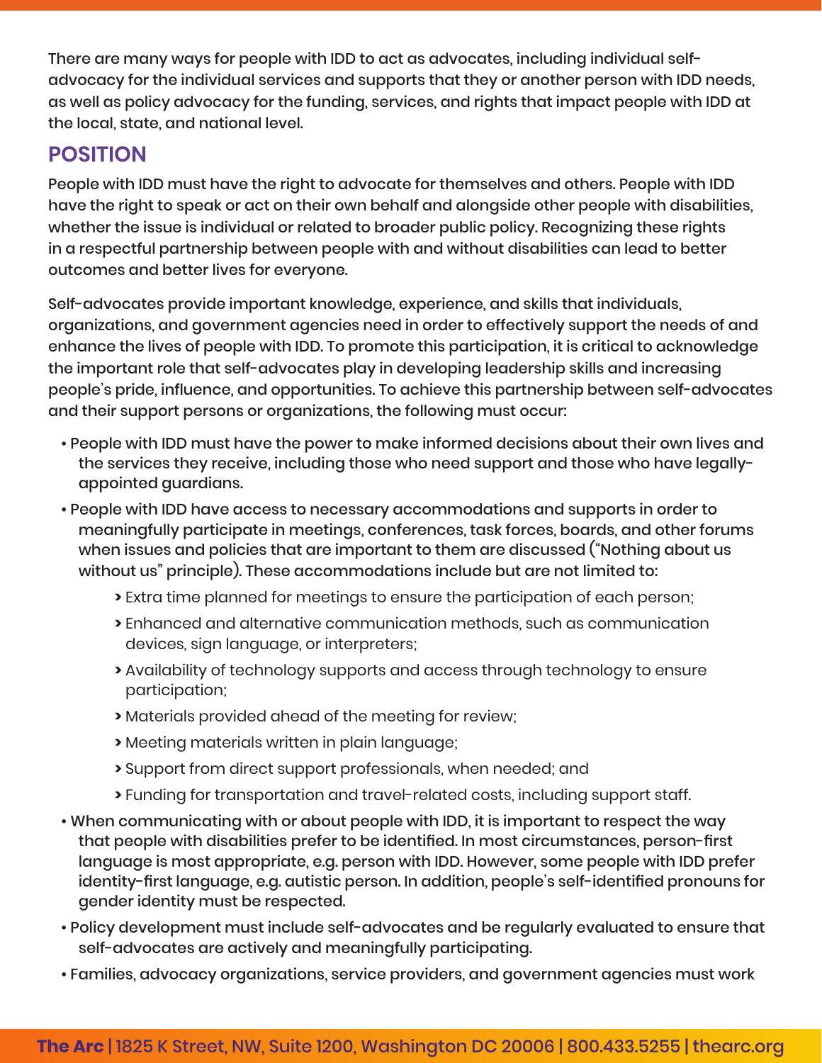There are many ways for people with IDD to act as advocates, including individual self-advocacy for the individual services and supports that they or another person with IDD needs, as well as policy advocacy for the funding, services, and rights that impact people with IDD at the local, state, and national level.

## POSITION

People with IDD must have the right to advocate for themselves and others. People with IDD have the right to speak or act on their own behalf and alongside other people with disabilities, whether the issue is individual or related to broader public policy. Recognizing these rights in a respectful partnership between people with and without disabilities can lead to better outcomes and better lives for everyone.

Self-advocates provide important knowledge, experience, and skills that individuals, organizations, and government agencies need in order to effectively support the needs of and enhance the lives of people with IDD. To promote this participation, it is critical to acknowledge the important role that self-advocates play in developing leadership skills and increasing people's pride, influence, and opportunities. To achieve this partnership between self-advocates and their support persons or organizations, the following must occur:

- People with IDD must have the power to make informed decisions about their own lives and the services they receive, including those who need support and those who have legally-appointed guardians.
- People with IDD have access to necessary accommodations and supports in order to meaningfully participate in meetings, conferences, task forces, boards, and other forums when issues and policies that are important to them are discussed ("Nothing about us without us" principle). These accommodations include but are not limited to:
  - Extra time planned for meetings to ensure the participation of each person;
  - Enhanced and alternative communication methods, such as communication devices, sign language, or interpreters;
  - Availability of technology supports and access through technology to ensure participation;
  - Materials provided ahead of the meeting for review;
  - Meeting materials written in plain language;
  - Support from direct support professionals, when needed; and
  - Funding for transportation and travel-related costs, including support staff.
- When communicating with or about people with IDD, it is important to respect the way that people with disabilities prefer to be identified. In most circumstances, person-first language is most appropriate, e.g. person with IDD. However, some people with IDD prefer identity-first language, e.g. autistic person. In addition, people's self-identified pronouns for gender identity must be respected.
- Policy development must include self-advocates and be regularly evaluated to ensure that self-advocates are actively and meaningfully participating.
- Families, advocacy organizations, service providers, and government agencies must work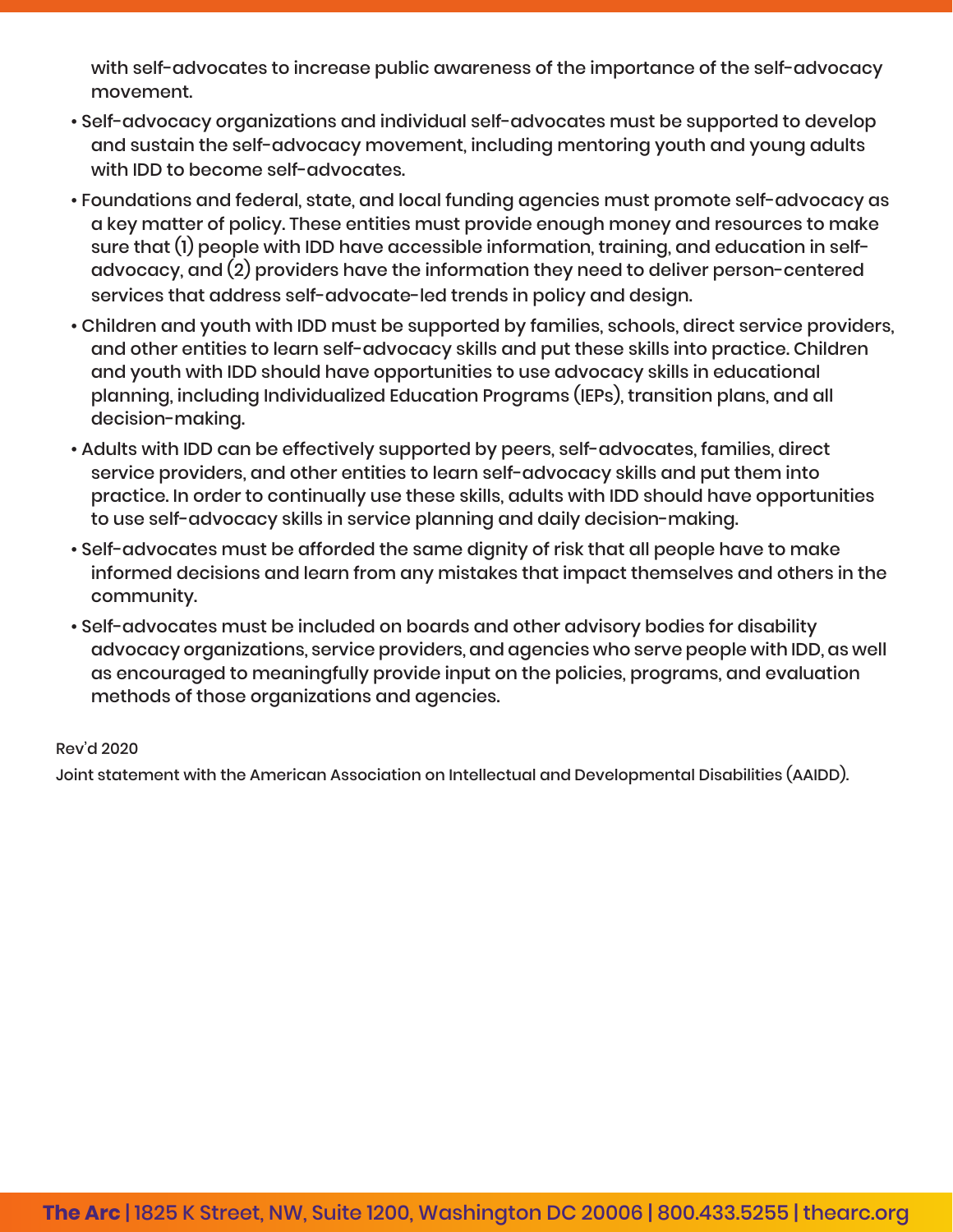with self-advocates to increase public awareness of the importance of the self-advocacy movement.

- Self-advocacy organizations and individual self-advocates must be supported to develop and sustain the self-advocacy movement, including mentoring youth and young adults with IDD to become self-advocates.
- Foundations and federal, state, and local funding agencies must promote self-advocacy as a key matter of policy. These entities must provide enough money and resources to make sure that (1) people with IDD have accessible information, training, and education in self-advocacy, and (2) providers have the information they need to deliver person-centered services that address self-advocate-led trends in policy and design.
- Children and youth with IDD must be supported by families, schools, direct service providers, and other entities to learn self-advocacy skills and put these skills into practice. Children and youth with IDD should have opportunities to use advocacy skills in educational planning, including Individualized Education Programs (IEPs), transition plans, and all decision-making.
- Adults with IDD can be effectively supported by peers, self-advocates, families, direct service providers, and other entities to learn self-advocacy skills and put them into practice. In order to continually use these skills, adults with IDD should have opportunities to use self-advocacy skills in service planning and daily decision-making.
- Self-advocates must be afforded the same dignity of risk that all people have to make informed decisions and learn from any mistakes that impact themselves and others in the community.
- Self-advocates must be included on boards and other advisory bodies for disability advocacy organizations, service providers, and agencies who serve people with IDD, as well as encouraged to meaningfully provide input on the policies, programs, and evaluation methods of those organizations and agencies.

Rev'd 2020

Joint statement with the American Association on Intellectual and Developmental Disabilities (AAIDD).